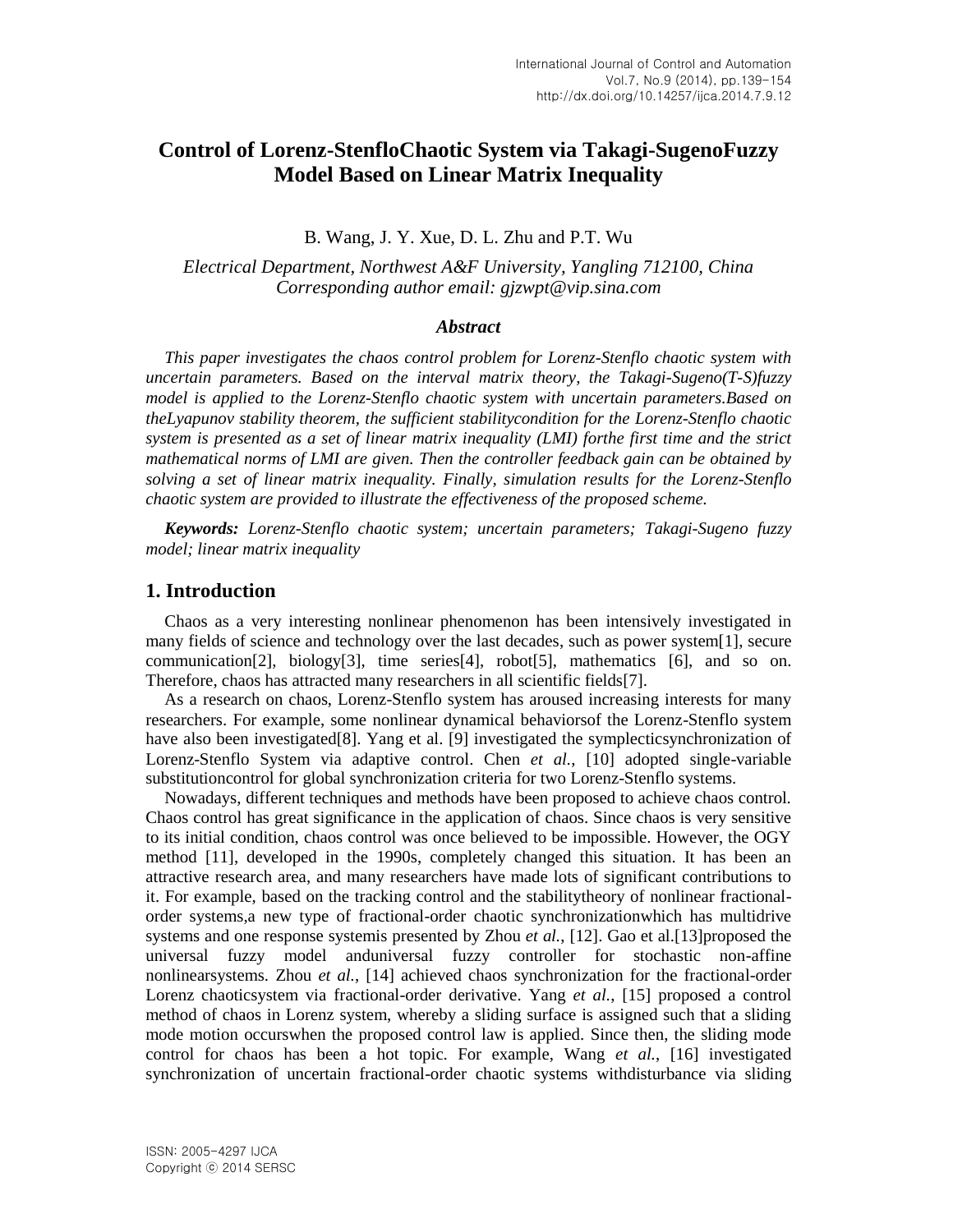# Control of Lorenz-StenfloChaotic System via Takagi-SugenoFuzzy Model Based on Linear Matrix Inequality

B. Wang, J. Y. Xue, D. L. Zhu and P.T. Wu

*Electrical Department, Northwest A&F University, Yangling 712100, China*
*Corresponding author email: gjzwpt@vip.sina.com*

### *Abstract*

*This paper investigates the chaos control problem for Lorenz-Stenflo chaotic system with uncertain parameters. Based on the interval matrix theory, the Takagi-Sugeno(T-S)fuzzy model is applied to the Lorenz-Stenflo chaotic system with uncertain parameters.Based on theLyapunov stability theorem, the sufficient stabilitycondition for the Lorenz-Stenflo chaotic system is presented as a set of linear matrix inequality (LMI) forthe first time and the strict mathematical norms of LMI are given. Then the controller feedback gain can be obtained by solving a set of linear matrix inequality. Finally, simulation results for the Lorenz-Stenflo chaotic system are provided to illustrate the effectiveness of the proposed scheme.*

***Keywords:*** *Lorenz-Stenflo chaotic system; uncertain parameters; Takagi-Sugeno fuzzy model; linear matrix inequality*

## 1. Introduction

Chaos as a very interesting nonlinear phenomenon has been intensively investigated in many fields of science and technology over the last decades, such as power system[1], secure communication[2], biology[3], time series[4], robot[5], mathematics [6], and so on. Therefore, chaos has attracted many researchers in all scientific fields[7].

As a research on chaos, Lorenz-Stenflo system has aroused increasing interests for many researchers. For example, some nonlinear dynamical behaviorsof the Lorenz-Stenflo system have also been investigated[8]. Yang et al. [9] investigated the symplecticsynchronization of Lorenz-Stenflo System via adaptive control. Chen *et al.*, [10] adopted single-variable substitutioncontrol for global synchronization criteria for two Lorenz-Stenflo systems.

Nowadays, different techniques and methods have been proposed to achieve chaos control. Chaos control has great significance in the application of chaos. Since chaos is very sensitive to its initial condition, chaos control was once believed to be impossible. However, the OGY method [11], developed in the 1990s, completely changed this situation. It has been an attractive research area, and many researchers have made lots of significant contributions to it. For example, based on the tracking control and the stabilitytheory of nonlinear fractional-order systems,a new type of fractional-order chaotic synchronizationwhich has multidrive systems and one response systemis presented by Zhou *et al.*, [12]. Gao et al.[13]proposed the universal fuzzy model anduniversal fuzzy controller for stochastic non-affine nonlinearsystems. Zhou *et al.*, [14] achieved chaos synchronization for the fractional-order Lorenz chaoticsystem via fractional-order derivative. Yang *et al.*, [15] proposed a control method of chaos in Lorenz system, whereby a sliding surface is assigned such that a sliding mode motion occurswhen the proposed control law is applied. Since then, the sliding mode control for chaos has been a hot topic. For example, Wang *et al.*, [16] investigated synchronization of uncertain fractional-order chaotic systems withdisturbance via sliding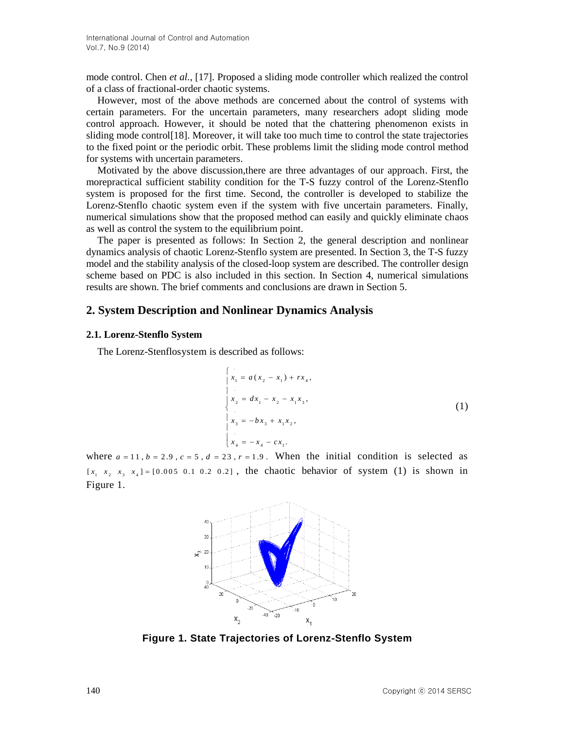mode control. Chen *et al.*, [17]. Proposed a sliding mode controller which realized the control of a class of fractional-order chaotic systems.

However, most of the above methods are concerned about the control of systems with certain parameters. For the uncertain parameters, many researchers adopt sliding mode control approach. However, it should be noted that the chattering phenomenon exists in sliding mode control[18]. Moreover, it will take too much time to control the state trajectories to the fixed point or the periodic orbit. These problems limit the sliding mode control method for systems with uncertain parameters.

Motivated by the above discussion,there are three advantages of our approach. First, the morepractical sufficient stability condition for the T-S fuzzy control of the Lorenz-Stenflo system is proposed for the first time. Second, the controller is developed to stabilize the Lorenz-Stenflo chaotic system even if the system with five uncertain parameters. Finally, numerical simulations show that the proposed method can easily and quickly eliminate chaos as well as control the system to the equilibrium point.

The paper is presented as follows: In Section 2, the general description and nonlinear dynamics analysis of chaotic Lorenz-Stenflo system are presented. In Section 3, the T-S fuzzy model and the stability analysis of the closed-loop system are described. The controller design scheme based on PDC is also included in this section. In Section 4, numerical simulations results are shown. The brief comments and conclusions are drawn in Section 5.

## 2. System Description and Nonlinear Dynamics Analysis

### 2.1. Lorenz-Stenflo System

The Lorenz-Stenflosystem is described as follows:

$$
\begin{cases}
\dot{x}_1 = a(x_2 - x_1) + r x_4, \\
\dot{x}_2 = d x_1 - x_2 - x_1 x_3, \\
\dot{x}_3 = -b x_3 + x_1 x_2, \\
\dot{x}_4 = -x_4 - c x_1.
\end{cases}
\tag{1}
$$

where $a = 11$, $b = 2.9$, $c = 5$, $d = 23$, $r = 1.9$. When the initial condition is selected as $[x_1 \;\; x_2 \;\; x_3 \;\; x_4] = [0.005 \;\; 0.1 \;\; 0.2 \;\; 0.2]$, the chaotic behavior of system (1) is shown in Figure 1.

**Figure 1. State Trajectories of Lorenz-Stenflo System**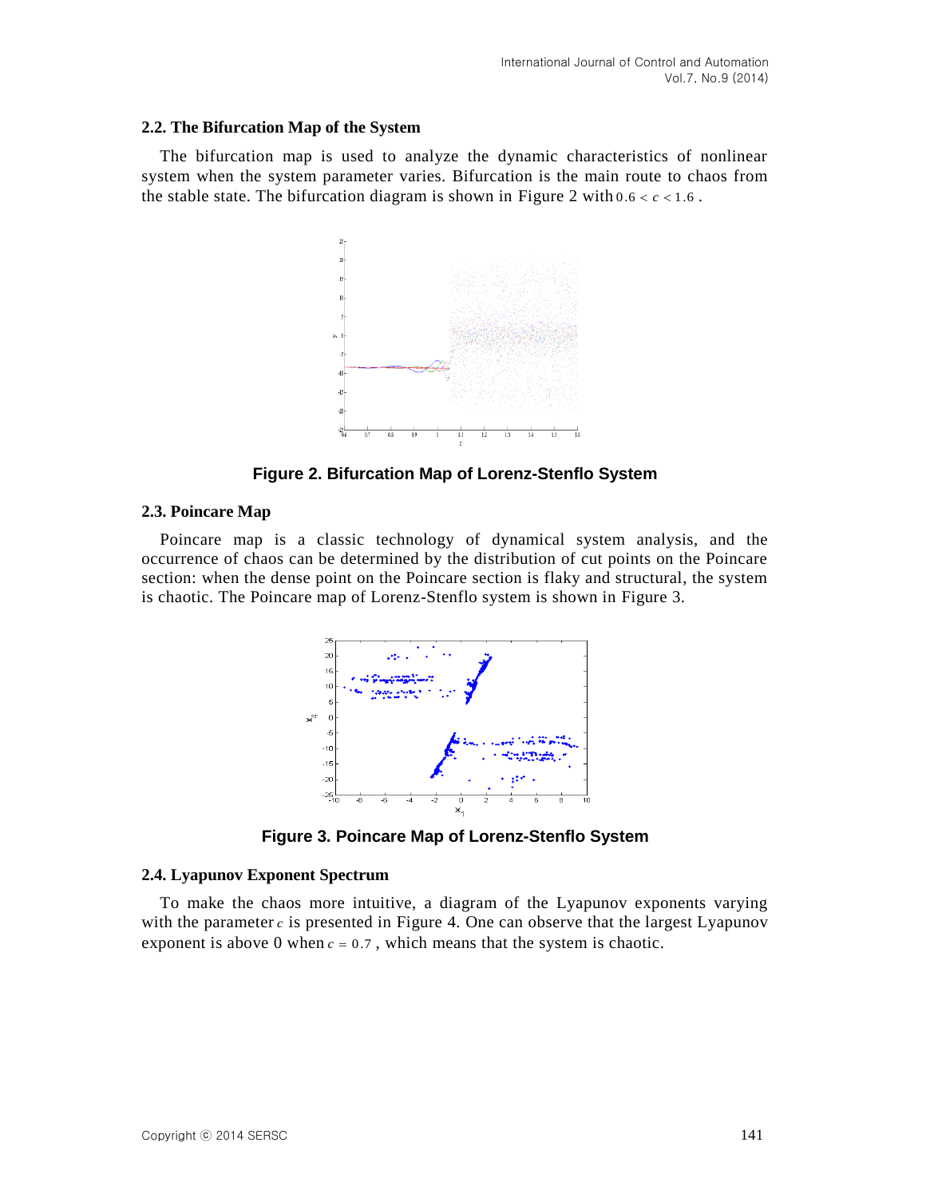### 2.2. The Bifurcation Map of the System

The bifurcation map is used to analyze the dynamic characteristics of nonlinear system when the system parameter varies. Bifurcation is the main route to chaos from the stable state. The bifurcation diagram is shown in Figure 2 with $0.6 < c < 1.6$.

**Figure 2. Bifurcation Map of Lorenz-Stenflo System**

### 2.3. Poincare Map

Poincare map is a classic technology of dynamical system analysis, and the occurrence of chaos can be determined by the distribution of cut points on the Poincare section: when the dense point on the Poincare section is flaky and structural, the system is chaotic. The Poincare map of Lorenz-Stenflo system is shown in Figure 3.

**Figure 3. Poincare Map of Lorenz-Stenflo System**

### 2.4. Lyapunov Exponent Spectrum

To make the chaos more intuitive, a diagram of the Lyapunov exponents varying with the parameter $c$ is presented in Figure 4. One can observe that the largest Lyapunov exponent is above 0 when $c = 0.7$, which means that the system is chaotic.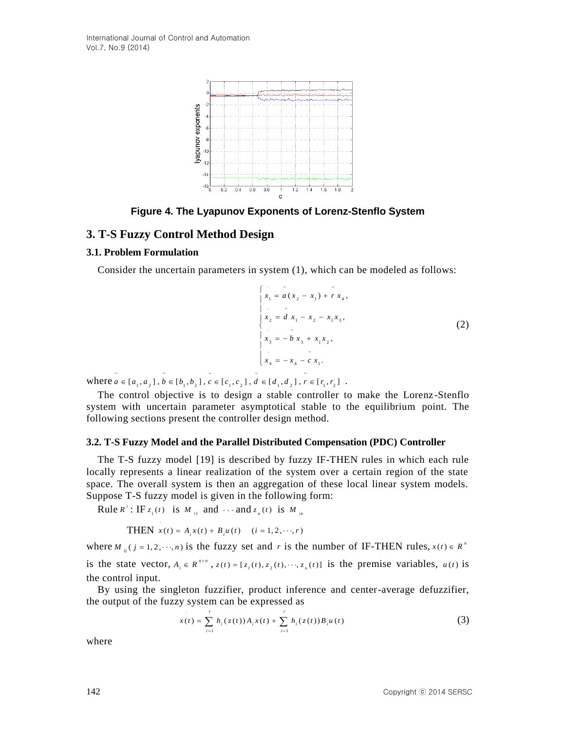Figure 4. The Lyapunov Exponents of Lorenz-Stenflo System

## 3. T-S Fuzzy Control Method Design

### 3.1. Problem Formulation

Consider the uncertain parameters in system (1), which can be modeled as follows:

$$
\begin{cases}
\dot{x}_1 = \tilde{a}(x_2 - x_1) + \tilde{r}x_4, \\
\dot{x}_2 = \tilde{d}x_1 - x_2 - x_1x_3, \\
\dot{x}_3 = -\tilde{b}x_3 + x_1x_2, \\
\dot{x}_4 = -x_4 - \tilde{c}x_1.
\end{cases}
\tag{2}
$$

where $\tilde{a} \in [a_1, a_2]$, $\tilde{b} \in [b_1, b_2]$, $\tilde{c} \in [c_1, c_2]$, $\tilde{d} \in [d_1, d_2]$, $\tilde{r} \in [r_1, r_2]$ .

The control objective is to design a stable controller to make the Lorenz-Stenflo system with uncertain parameter asymptotical stable to the equilibrium point. The following sections present the controller design method.

### 3.2. T-S Fuzzy Model and the Parallel Distributed Compensation (PDC) Controller

The T-S fuzzy model [19] is described by fuzzy IF-THEN rules in which each rule locally represents a linear realization of the system over a certain region of the state space. The overall system is then an aggregation of these local linear system models. Suppose T-S fuzzy model is given in the following form:

Rule $R^i$: IF $z_1(t)$ is $M_{i1}$ and $\cdots$ and $z_n(t)$ is $M_{in}$

THEN $\dot{x}(t) = A_i x(t) + B_i u(t) \quad (i = 1, 2, \cdots, r)$

where $M_{ij}(j = 1, 2, \cdots, n)$ is the fuzzy set and $r$ is the number of IF-THEN rules, $x(t) \in R^n$ is the state vector, $A_i \in R^{n \times n}$, $z(t) = [z_1(t), z_2(t), \cdots, z_n(t)]$ is the premise variables, $u(t)$ is the control input.

By using the singleton fuzzifier, product inference and center-average defuzzifier, the output of the fuzzy system can be expressed as

$$
\dot{x}(t) = \sum_{i=1}^{r} h_i(z(t)) A_i x(t) + \sum_{i=1}^{r} h_i(z(t)) B_i u(t)
\tag{3}
$$

where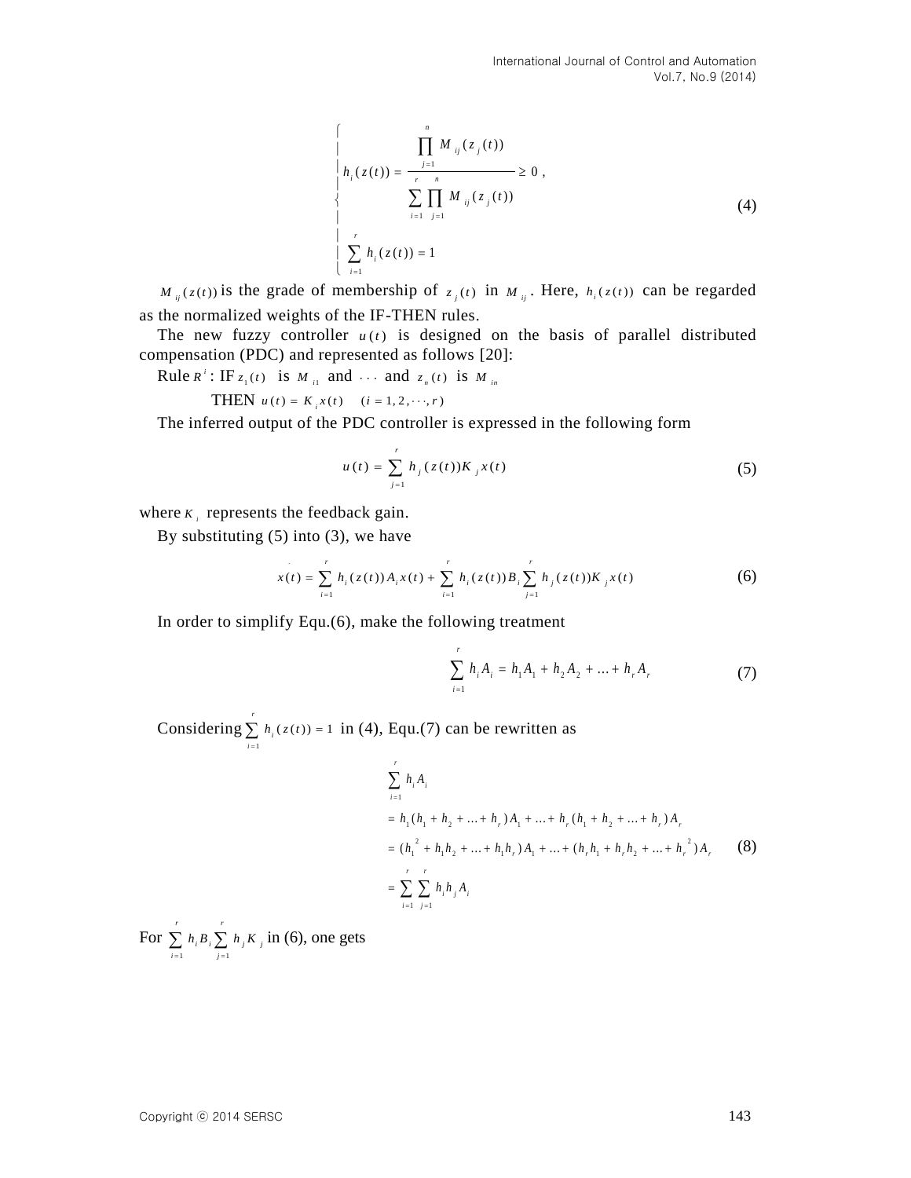$$
\begin{cases}
h_i(z(t)) = \dfrac{\prod_{j=1}^{n} M_{ij}(z_j(t))}{\sum_{i=1}^{r}\prod_{j=1}^{n} M_{ij}(z_j(t))} \geq 0 , \\
\sum_{i=1}^{r} h_i(z(t)) = 1
\end{cases}
\tag{4}
$$

$M_{ij}(z(t))$ is the grade of membership of $z_j(t)$ in $M_{ij}$. Here, $h_i(z(t))$ can be regarded as the normalized weights of the IF-THEN rules.

The new fuzzy controller $u(t)$ is designed on the basis of parallel distributed compensation (PDC) and represented as follows [20]:

Rule $R^i$ : IF $z_1(t)$ is $M_{i1}$ and $\cdots$ and $z_n(t)$ is $M_{in}$

THEN $u(t) = K_i x(t) \quad (i = 1, 2, \cdots, r)$

The inferred output of the PDC controller is expressed in the following form

$$
u(t) = \sum_{j=1}^{r} h_j(z(t)) K_j x(t) \tag{5}
$$

where $K_i$ represents the feedback gain.

By substituting (5) into (3), we have

$$
\dot{x}(t) = \sum_{i=1}^{r} h_i(z(t)) A_i x(t) + \sum_{i=1}^{r} h_i(z(t)) B_i \sum_{j=1}^{r} h_j(z(t)) K_j x(t) \tag{6}
$$

In order to simplify Equ.(6), make the following treatment

$$
\sum_{i=1}^{r} h_i A_i = h_1 A_1 + h_2 A_2 + \ldots + h_r A_r \tag{7}
$$

Considering $\sum_{i=1}^{r} h_i(z(t)) = 1$ in (4), Equ.(7) can be rewritten as

$$
\begin{aligned}
&\sum_{i=1}^{r} h_i A_i \\
&= h_1(h_1 + h_2 + \ldots + h_r) A_1 + \ldots + h_r(h_1 + h_2 + \ldots + h_r) A_r \\
&= (h_1^2 + h_1 h_2 + \ldots + h_1 h_r) A_1 + \ldots + (h_r h_1 + h_r h_2 + \ldots + h_r^2) A_r \\
&= \sum_{i=1}^{r}\sum_{j=1}^{r} h_i h_j A_i
\end{aligned}
\tag{8}
$$

For $\sum_{i=1}^{r} h_i B_i \sum_{j=1}^{r} h_j K_j$ in (6), one gets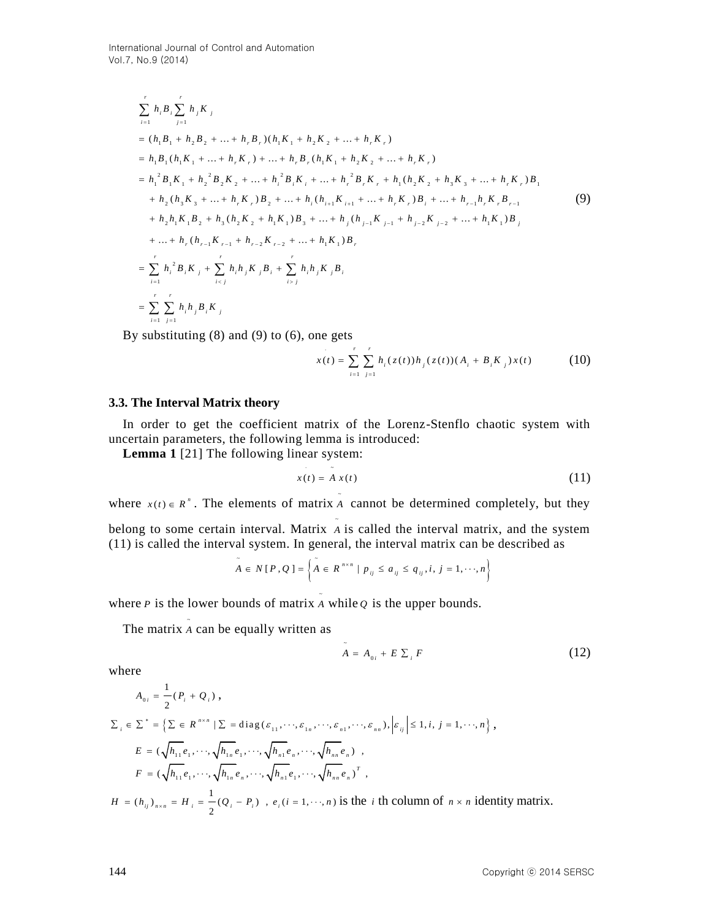$$
\begin{aligned}
&\sum_{i=1}^{r} h_i B_i \sum_{j=1}^{r} h_j K_j \\
&= (h_1 B_1 + h_2 B_2 + \ldots + h_r B_r)(h_1 K_1 + h_2 K_2 + \ldots + h_r K_r) \\
&= h_1 B_1 (h_1 K_1 + \ldots + h_r K_r) + \ldots + h_r B_r (h_1 K_1 + h_2 K_2 + \ldots + h_r K_r) \\
&= h_1^2 B_1 K_1 + h_2^2 B_2 K_2 + \ldots + h_i^2 B_i K_i + \ldots + h_r^2 B_r K_r + h_1 (h_2 K_2 + h_3 K_3 + \ldots + h_r K_r) B_1 \\
&\quad + h_2 (h_3 K_3 + \ldots + h_r K_r) B_2 + \ldots + h_i (h_{i+1} K_{i+1} + \ldots + h_r K_r) B_i + \ldots + h_{r-1} h_r K_r B_{r-1} \\
&\quad + h_2 h_1 K_1 B_2 + h_3 (h_2 K_2 + h_1 K_1) B_3 + \ldots + h_j (h_{j-1} K_{j-1} + h_{j-2} K_{j-2} + \ldots + h_1 K_1) B_j \\
&\quad + \ldots + h_r (h_{r-1} K_{r-1} + h_{r-2} K_{r-2} + \ldots + h_1 K_1) B_r \\
&= \sum_{i=1}^{r} h_i^2 B_i K_j + \sum_{i<j}^{r} h_i h_j K_j B_i + \sum_{i>j}^{r} h_i h_j K_j B_i \\
&= \sum_{i=1}^{r} \sum_{j=1}^{r} h_i h_j B_i K_j
\end{aligned} \tag{9}
$$

By substituting (8) and (9) to (6), one gets

$$
\dot{x}(t) = \sum_{i=1}^{r} \sum_{j=1}^{r} h_i(z(t)) h_j(z(t)) (A_i + B_i K_j) x(t) \tag{10}
$$

### 3.3. The Interval Matrix theory

In order to get the coefficient matrix of the Lorenz-Stenflo chaotic system with uncertain parameters, the following lemma is introduced:

**Lemma 1** [21] The following linear system:

$$
\dot{x}(t) = \tilde{A} x(t) \tag{11}
$$

where $x(t) \in R^n$. The elements of matrix $\tilde{A}$ cannot be determined completely, but they belong to some certain interval. Matrix $\tilde{A}$ is called the interval matrix, and the system (11) is called the interval system. In general, the interval matrix can be described as

$$
\tilde{A} \in N[P, Q] = \left\{ \tilde{A} \in R^{n \times n} \mid p_{ij} \le a_{ij} \le q_{ij}, i, j = 1, \cdots, n \right\}
$$

where $P$ is the lower bounds of matrix $\tilde{A}$ while $Q$ is the upper bounds.

The matrix $\tilde{A}$ can be equally written as

$$
\tilde{A} = A_{0i} + E \textstyle\sum_i F \tag{12}
$$

where

$$
A_{0i} = \frac{1}{2}(P_i + Q_i),
$$

$$
\textstyle\sum_i \in \sum^* = \left\{ \sum \in R^{n \times n} \mid \sum = \operatorname{diag}(\varepsilon_{11}, \cdots, \varepsilon_{1n}, \cdots, \varepsilon_{n1}, \cdots, \varepsilon_{nn}), \left|\varepsilon_{ij}\right| \le 1, i, j = 1, \cdots, n \right\},
$$

$$
E = (\sqrt{h_{11}} e_1, \cdots, \sqrt{h_{1n}} e_1, \cdots, \sqrt{h_{n1}} e_n, \cdots, \sqrt{h_{nn}} e_n),
$$

$$
F = (\sqrt{h_{11}} e_1, \cdots, \sqrt{h_{1n}} e_n, \cdots, \sqrt{h_{n1}} e_1, \cdots, \sqrt{h_{nn}} e_n)^T,
$$

$H = (h_{ij})_{n \times n} = H_i = \frac{1}{2}(Q_i - P_i)$, $e_i (i = 1, \cdots, n)$ is the $i$ th column of $n \times n$ identity matrix.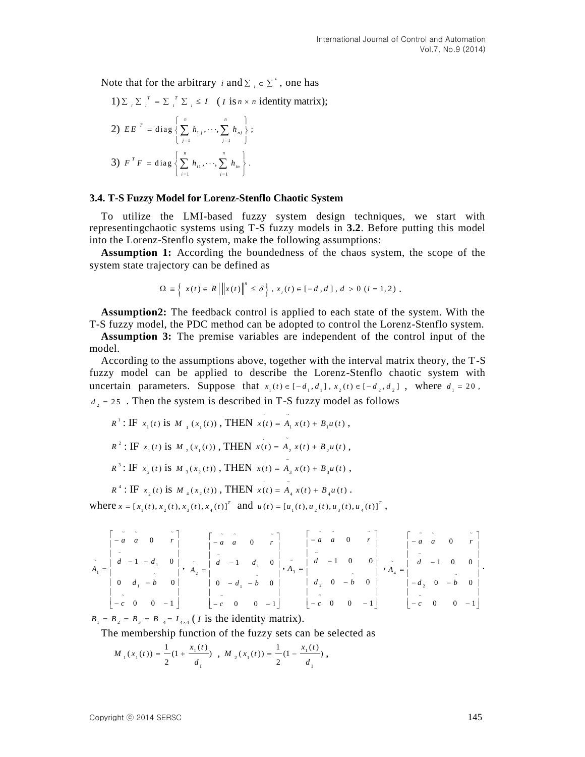Note that for the arbitrary $i$ and $\Sigma_i \in \Sigma^*$, one has

1) $\Sigma_i \Sigma_i^T = \Sigma_i^T \Sigma_i \le I$ ($I$ is $n \times n$ identity matrix);

2) $EE^T = \mathrm{diag}\left\{ \sum_{j=1}^{n} h_{1j}, \cdots, \sum_{j=1}^{n} h_{nj} \right\}$;

3) $F^T F = \mathrm{diag}\left\{ \sum_{i=1}^{n} h_{i1}, \cdots, \sum_{i=1}^{n} h_{in} \right\}$.

### 3.4. T-S Fuzzy Model for Lorenz-Stenflo Chaotic System

To utilize the LMI-based fuzzy system design techniques, we start with representingchaotic systems using T-S fuzzy models in **3.2**. Before putting this model into the Lorenz-Stenflo system, make the following assumptions:

**Assumption 1:** According the boundedness of the chaos system, the scope of the system state trajectory can be defined as

$$\Omega \equiv \left\{ x(t) \in R \,\middle|\, \|x(t)\|^n \le \delta \right\},\ x_i(t) \in [-d, d],\ d > 0\ (i = 1, 2)\,.$$

**Assumption2:** The feedback control is applied to each state of the system. With the T-S fuzzy model, the PDC method can be adopted to control the Lorenz-Stenflo system.

**Assumption 3:** The premise variables are independent of the control input of the model.

According to the assumptions above, together with the interval matrix theory, the T-S fuzzy model can be applied to describe the Lorenz-Stenflo chaotic system with uncertain parameters. Suppose that $x_1(t) \in [-d_1, d_1]$, $x_2(t) \in [-d_2, d_2]$, where $d_1 = 20$, $d_2 = 25$. Then the system is described in T-S fuzzy model as follows

$R^1$: IF $x_1(t)$ is $M_1(x_1(t))$, THEN $\dot{x}(t) = \tilde{A}_1 x(t) + B_1 u(t)$,

$R^2$: IF $x_1(t)$ is $M_2(x_1(t))$, THEN $\dot{x}(t) = \tilde{A}_2 x(t) + B_2 u(t)$,

$R^3$: IF $x_2(t)$ is $M_3(x_2(t))$, THEN $\dot{x}(t) = \tilde{A}_3 x(t) + B_3 u(t)$,

$R^4$: IF $x_2(t)$ is $M_4(x_2(t))$, THEN $\dot{x}(t) = \tilde{A}_4 x(t) + B_4 u(t)$.

where $x = [x_1(t), x_2(t), x_3(t), x_4(t)]^T$ and $u(t) = [u_1(t), u_2(t), u_3(t), u_4(t)]^T$,

$$\tilde{A}_1 = \begin{bmatrix} -\tilde{a} & \tilde{a} & 0 & \tilde{r} \\ \tilde{d} & -1 & -d_1 & 0 \\ 0 & d_1 & -\tilde{b} & 0 \\ -\tilde{c} & 0 & 0 & -1 \end{bmatrix},\quad \tilde{A}_2 = \begin{bmatrix} -\tilde{a} & \tilde{a} & 0 & \tilde{r} \\ \tilde{d} & -1 & d_1 & 0 \\ 0 & -d_1 & -\tilde{b} & 0 \\ -\tilde{c} & 0 & 0 & -1 \end{bmatrix},\quad \tilde{A}_3 = \begin{bmatrix} -\tilde{a} & \tilde{a} & 0 & \tilde{r} \\ \tilde{d} & -1 & 0 & 0 \\ d_2 & 0 & -\tilde{b} & 0 \\ -\tilde{c} & 0 & 0 & -1 \end{bmatrix},\quad \tilde{A}_4 = \begin{bmatrix} -\tilde{a} & \tilde{a} & 0 & \tilde{r} \\ \tilde{d} & -1 & 0 & 0 \\ -d_2 & 0 & -\tilde{b} & 0 \\ -\tilde{c} & 0 & 0 & -1 \end{bmatrix}.$$

$B_1 = B_2 = B_3 = B_4 = I_{4\times 4}$ ($I$ is the identity matrix).

The membership function of the fuzzy sets can be selected as

$$M_1(x_1(t)) = \frac{1}{2}\left(1 + \frac{x_1(t)}{d_1}\right),\quad M_2(x_1(t)) = \frac{1}{2}\left(1 - \frac{x_1(t)}{d_1}\right),$$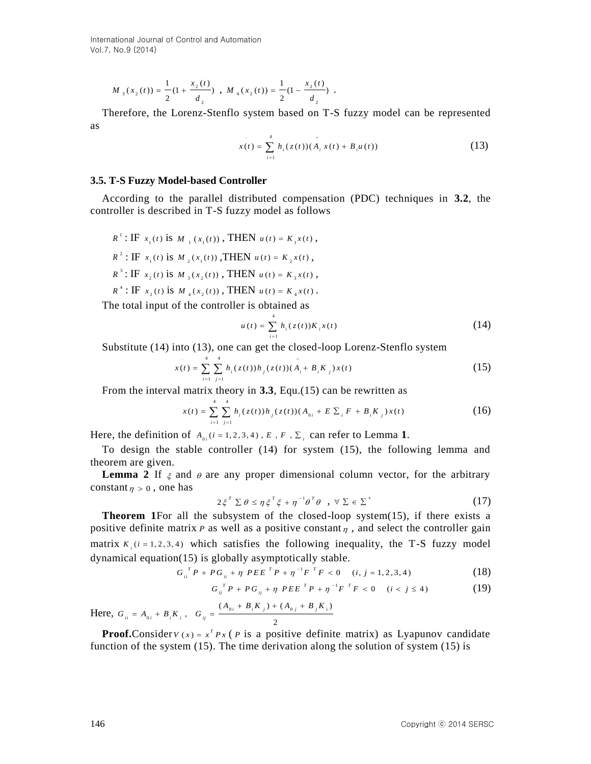$$M_3(x_2(t)) = \frac{1}{2}(1 + \frac{x_2(t)}{d_2}) \text{ , } M_4(x_2(t)) = \frac{1}{2}(1 - \frac{x_2(t)}{d_2}) \text{ .}$$

Therefore, the Lorenz-Stenflo system based on T-S fuzzy model can be represented as

$$\dot{x}(t) = \sum_{i=1}^{4} h_i(z(t))(\tilde{A}_i x(t) + B_i u(t)) \tag{13}$$

### 3.5. T-S Fuzzy Model-based Controller

According to the parallel distributed compensation (PDC) techniques in **3.2**, the controller is described in T-S fuzzy model as follows

$R^1$: IF $x_1(t)$ is $M_1(x_1(t))$, THEN $u(t) = K_1 x(t)$,

$R^2$: IF $x_1(t)$ is $M_2(x_1(t))$, THEN $u(t) = K_2 x(t)$,

$R^3$: IF $x_2(t)$ is $M_3(x_2(t))$, THEN $u(t) = K_3 x(t)$,

$R^4$: IF $x_2(t)$ is $M_4(x_2(t))$, THEN $u(t) = K_4 x(t)$.

The total input of the controller is obtained as

$$u(t) = \sum_{i=1}^{4} h_i(z(t)) K_i x(t) \tag{14}$$

Substitute (14) into (13), one can get the closed-loop Lorenz-Stenflo system

$$\dot{x}(t) = \sum_{i=1}^{4} \sum_{j=1}^{4} h_i(z(t)) h_j(z(t)) (\tilde{A}_i + B_i K_j) x(t) \tag{15}$$

From the interval matrix theory in **3.3**, Equ.(15) can be rewritten as

$$\dot{x}(t) = \sum_{i=1}^{4} \sum_{j=1}^{4} h_i(z(t)) h_j(z(t)) (A_{0i} + E \Sigma_i F + B_i K_j) x(t) \tag{16}$$

Here, the definition of $A_{0i} (i = 1,2,3,4)$, $E$, $F$, $\Sigma_i$ can refer to Lemma **1**.

To design the stable controller (14) for system (15), the following lemma and theorem are given.

**Lemma 2** If $\xi$ and $\theta$ are any proper dimensional column vector, for the arbitrary constant $\eta > 0$, one has

$$2\xi^T \Sigma \theta \le \eta \xi^T \xi + \eta^{-1} \theta^T \theta \text{ , } \forall \Sigma \in \Sigma^* \tag{17}$$

**Theorem 1** For all the subsystem of the closed-loop system(15), if there exists a positive definite matrix $P$ as well as a positive constant $\eta$, and select the controller gain matrix $K_i (i = 1,2,3,4)$ which satisfies the following inequality, the T-S fuzzy model dynamical equation(15) is globally asymptotically stable.

$$G_{ii}^T P + P G_{ii} + \eta PEE^T P + \eta^{-1} F^T F < 0 \quad (i, j = 1,2,3,4) \tag{18}$$

$$G_{ij}^T P + P G_{ij} + \eta PEE^T P + \eta^{-1} F^T F < 0 \quad (i < j \le 4) \tag{19}$$

Here, $G_{ii} = A_{0i} + B_i K_i$, $G_{ij} = \dfrac{(A_{0i} + B_i K_j) + (A_{0j} + B_j K_i)}{2}$

**Proof.** Consider $V(x) = x^T P x$ ($P$ is a positive definite matrix) as Lyapunov candidate function of the system (15). The time derivation along the solution of system (15) is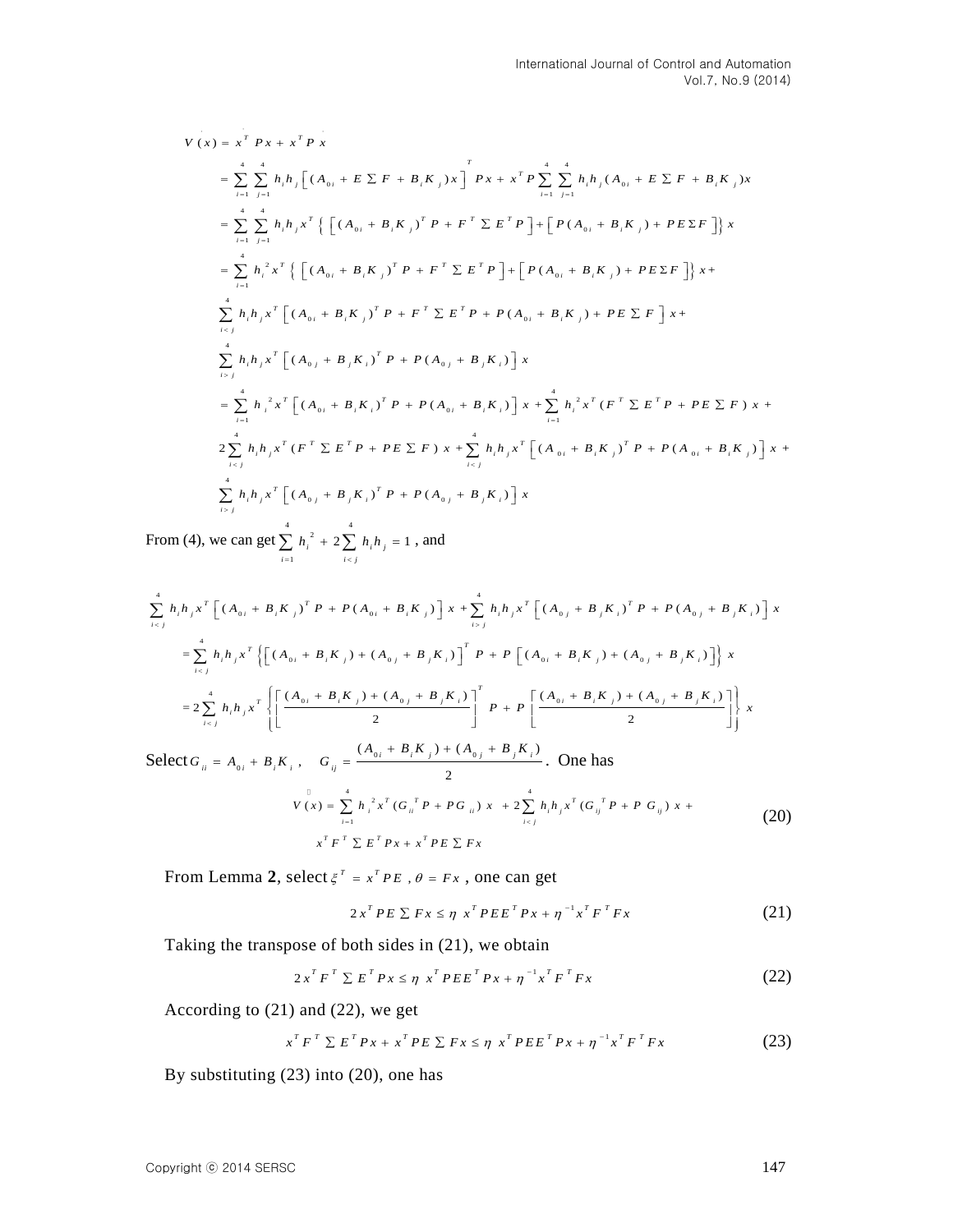$$
\begin{aligned}
\dot{V}(x) &= \dot{x}^T P x + x^T P \dot{x} \\
&= \sum_{i=1}^{4}\sum_{j=1}^{4} h_i h_j \left[ (A_{0i} + E \Sigma F + B_i K_j) x \right]^T P x + x^T P \sum_{i=1}^{4}\sum_{j=1}^{4} h_i h_j (A_{0i} + E \Sigma F + B_i K_j) x \\
&= \sum_{i=1}^{4}\sum_{j=1}^{4} h_i h_j x^T \left\{ \left[ (A_{0i} + B_i K_j)^T P + F^T \Sigma E^T P \right] + \left[ P (A_{0i} + B_i K_j) + P E \Sigma F \right] \right\} x \\
&= \sum_{i=1}^{4} h_i^2 x^T \left\{ \left[ (A_{0i} + B_i K_j)^T P + F^T \Sigma E^T P \right] + \left[ P (A_{0i} + B_i K_j) + P E \Sigma F \right] \right\} x + \\
&\sum_{i<j}^{4} h_i h_j x^T \left[ (A_{0i} + B_i K_j)^T P + F^T \Sigma E^T P + P (A_{0i} + B_i K_j) + P E \Sigma F \right] x + \\
&\sum_{i>j}^{4} h_i h_j x^T \left[ (A_{0j} + B_j K_i)^T P + P (A_{0j} + B_j K_i) \right] x \\
&= \sum_{i=1}^{4} h_i^2 x^T \left[ (A_{0i} + B_i K_i)^T P + P (A_{0i} + B_i K_i) \right] x + \sum_{i=1}^{4} h_i^2 x^T (F^T \Sigma E^T P + P E \Sigma F) x + \\
&2 \sum_{i<j}^{4} h_i h_j x^T (F^T \Sigma E^T P + P E \Sigma F) x + \sum_{i<j}^{4} h_i h_j x^T \left[ (A_{0i} + B_i K_j)^T P + P (A_{0i} + B_i K_j) \right] x + \\
&\sum_{i>j}^{4} h_i h_j x^T \left[ (A_{0j} + B_j K_i)^T P + P (A_{0j} + B_j K_i) \right] x
\end{aligned}
$$

From (4), we can get $\sum_{i=1}^{4} h_i^2 + 2\sum_{i<j}^{4} h_i h_j = 1$, and

$$
\begin{aligned}
&\sum_{i<j}^{4} h_i h_j x^T \left[ (A_{0i} + B_i K_j)^T P + P (A_{0i} + B_i K_j) \right] x + \sum_{i>j}^{4} h_i h_j x^T \left[ (A_{0j} + B_j K_i)^T P + P (A_{0j} + B_j K_i) \right] x \\
&= \sum_{i<j}^{4} h_i h_j x^T \left\{ \left[ (A_{0i} + B_i K_j) + (A_{0j} + B_j K_i) \right]^T P + P \left[ (A_{0i} + B_i K_j) + (A_{0j} + B_j K_i) \right] \right\} x \\
&= 2 \sum_{i<j}^{4} h_i h_j x^T \left\{ \left[ \frac{(A_{0i} + B_i K_j) + (A_{0j} + B_j K_i)}{2} \right]^T P + P \left[ \frac{(A_{0i} + B_i K_j) + (A_{0j} + B_j K_i)}{2} \right] \right\} x
\end{aligned}
$$

Select $G_{ii} = A_{0i} + B_i K_i$, $\quad G_{ij} = \dfrac{(A_{0i} + B_i K_j) + (A_{0j} + B_j K_i)}{2}$. One has

$$
\begin{aligned}
\dot{V}(x) = &\sum_{i=1}^{4} h_i^2 x^T (G_{ii}^T P + P G_{ii}) x + 2 \sum_{i<j}^{4} h_i h_j x^T (G_{ij}^T P + P G_{ij}) x + \\
&x^T F^T \Sigma E^T P x + x^T P E \Sigma F x
\end{aligned} \tag{20}
$$

From Lemma **2**, select $\xi^T = x^T P E$, $\theta = F x$, one can get

$$
2 x^T P E \Sigma F x \le \eta \; x^T P E E^T P x + \eta^{-1} x^T F^T F x \tag{21}
$$

Taking the transpose of both sides in (21), we obtain

$$
2 x^T F^T \Sigma E^T P x \le \eta \; x^T P E E^T P x + \eta^{-1} x^T F^T F x \tag{22}
$$

According to (21) and (22), we get

$$
x^T F^T \Sigma E^T P x + x^T P E \Sigma F x \le \eta \; x^T P E E^T P x + \eta^{-1} x^T F^T F x \tag{23}
$$

By substituting (23) into (20), one has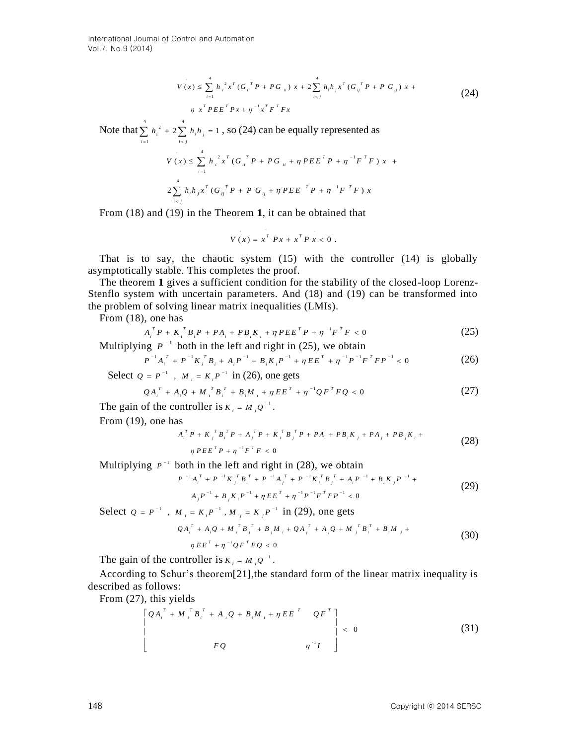$$\dot{V}(x) \leq \sum_{i=1}^{4} h_i^{\,2} x^T (G_{ii}^{\,T} P + P G_{ii}) x + 2 \sum_{i<j}^{4} h_i h_j x^T (G_{ij}^{\,T} P + P\, G_{ij}) x + \eta\, x^T P E E^T P x + \eta^{-1} x^T F^T F x \tag{24}$$

Note that $\sum_{i=1}^{4} h_i^{\,2} + 2\sum_{i<j}^{4} h_i h_j = 1$, so (24) can be equally represented as

$$\dot{V}(x) \leq \sum_{i=1}^{4} h_i^{\,2} x^T (G_{ii}^{\,T} P + P G_{ii} + \eta P E E^T P + \eta^{-1} F^T F) x + 2 \sum_{i<j}^{4} h_i h_j x^T (G_{ij}^{\,T} P + P\, G_{ij} + \eta P E E^{\,T} P + \eta^{-1} F^{\,T} F) x$$

From (18) and (19) in the Theorem **1**, it can be obtained that

$$\dot{V}(x) = \dot{x}^T P x + x^T P \dot{x} < 0\,.$$

That is to say, the chaotic system (15) with the controller (14) is globally asymptotically stable. This completes the proof.

The theorem **1** gives a sufficient condition for the stability of the closed-loop Lorenz-Stenflo system with uncertain parameters. And (18) and (19) can be transformed into the problem of solving linear matrix inequalities (LMIs).

From (18), one has

$$A_i^T P + K_i^{\,T} B_i P + P A_i + P B_i K_i + \eta P E E^T P + \eta^{-1} F^T F < 0 \tag{25}$$

Multiplying $P^{-1}$ both in the left and right in (25), we obtain

$$P^{-1} A_i^{\,T} + P^{-1} K_i^{\,T} B_i + A_i P^{-1} + B_i K_i P^{-1} + \eta E E^T + \eta^{-1} P^{-1} F^T F P^{-1} < 0 \tag{26}$$

Select $Q = P^{-1}$ , $M_i = K_i P^{-1}$ in (26), one gets

$$Q A_i^{\,T} + A_i Q + M_i^{\,T} B_i^{\,T} + B_i M_i + \eta E E^T + \eta^{-1} Q F^T F Q < 0 \tag{27}$$

The gain of the controller is $K_i = M_i Q^{-1}$.

From (19), one has

$$A_i^T P + K_j^{\,T} B_i^{\,T} P + A_j^{\,T} P + K_i^{\,T} B_j^{\,T} P + P A_i + P B_i K_j + P A_j + P B_j K_i + \eta P E E^T P + \eta^{-1} F^T F < 0 \tag{28}$$

Multiplying $P^{-1}$ both in the left and right in (28), we obtain

$$P^{-1} A_i^{\,T} + P^{-1} K_j^{\,T} B_i^{\,T} + P^{-1} A_j^{\,T} + P^{-1} K_i^{\,T} B_j^{\,T} + A_i P^{-1} + B_i K_j P^{-1} + A_j P^{-1} + B_j K_i P^{-1} + \eta E E^T + \eta^{-1} P^{-1} F^T F P^{-1} < 0 \tag{29}$$

Select $Q = P^{-1}$ , $M_i = K_i P^{-1}$, $M_j = K_j P^{-1}$ in (29), one gets

$$Q A_i^{\,T} + A_i Q + M_i^{\,T} B_j^{\,T} + B_j M_i + Q A_j^{\,T} + A_j Q + M_j^{\,T} B_i^{\,T} + B_i M_j + \eta E E^T + \eta^{-1} Q F^T F Q < 0 \tag{30}$$

The gain of the controller is $K_i = M_i Q^{-1}$.

According to Schur's theorem[21],the standard form of the linear matrix inequality is described as follows:

From (27), this yields

$$\begin{bmatrix} Q A_i^{\,T} + M_i^{\,T} B_i^{\,T} + A_i Q + B_i M_i + \eta E E^{\,T} & Q F^{\,T} \\ F Q & \eta^{-1} I \end{bmatrix} < 0 \tag{31}$$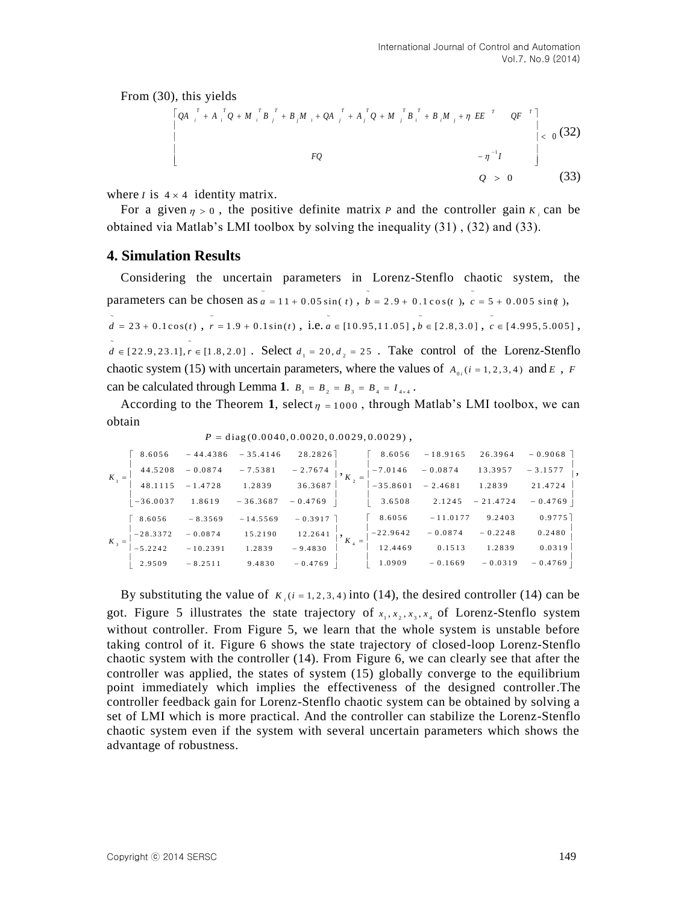From (30), this yields

$$\begin{bmatrix} QA_i^T + A_i^T Q + M_i^T B_j^T + B_j M_i + QA_j^T + A_j^T Q + M_j^T B_i^T + B_i M_j + \eta EE^T & QF^T \\ FQ & -\eta^{-1} I \end{bmatrix} < 0 \quad (32)$$

$$Q > 0 \quad (33)$$

where $I$ is $4 \times 4$ identity matrix.

For a given $\eta > 0$, the positive definite matrix $P$ and the controller gain $K_i$ can be obtained via Matlab's LMI toolbox by solving the inequality (31), (32) and (33).

## 4. Simulation Results

Considering the uncertain parameters in Lorenz-Stenflo chaotic system, the parameters can be chosen as $\tilde{a} = 11 + 0.05\sin(t)$, $\tilde{b} = 2.9 + 0.1\cos(t)$, $\tilde{c} = 5 + 0.005\sin(t)$, $\tilde{d} = 23 + 0.1\cos(t)$, $\tilde{r} = 1.9 + 0.1\sin(t)$, i.e. $\tilde{a} \in [10.95, 11.05]$, $\tilde{b} \in [2.8, 3.0]$, $\tilde{c} \in [4.995, 5.005]$, $\tilde{d} \in [22.9, 23.1]$, $\tilde{r} \in [1.8, 2.0]$. Select $d_1 = 20, d_2 = 25$. Take control of the Lorenz-Stenflo chaotic system (15) with uncertain parameters, where the values of $A_{0i}(i = 1,2,3,4)$ and $E$, $F$ can be calculated through Lemma **1**. $B_1 = B_2 = B_3 = B_4 = I_{4\times4}$.

According to the Theorem **1**, select $\eta = 1000$, through Matlab's LMI toolbox, we can obtain

$$P = \mathrm{diag}(0.0040, 0.0020, 0.0029, 0.0029),$$

$$K_1 = \begin{bmatrix} 8.6056 & -44.4386 & -35.4146 & 28.2826 \\ 44.5208 & -0.0874 & -7.5381 & -2.7674 \\ 48.1115 & -1.4728 & 1.2839 & 36.3687 \\ -36.0037 & 1.8619 & -36.3687 & -0.4769 \end{bmatrix}, K_2 = \begin{bmatrix} 8.6056 & -18.9165 & 26.3964 & -0.9068 \\ -7.0146 & -0.0874 & 13.3957 & -3.1577 \\ -35.8601 & -2.4681 & 1.2839 & 21.4724 \\ 3.6508 & 2.1245 & -21.4724 & -0.4769 \end{bmatrix},$$

$$K_3 = \begin{bmatrix} 8.6056 & -8.3569 & -14.5569 & -0.3917 \\ -28.3372 & -0.0874 & 15.2190 & 12.2641 \\ -5.2242 & -10.2391 & 1.2839 & -9.4830 \\ 2.9509 & -8.2511 & 9.4830 & -0.4769 \end{bmatrix}, K_4 = \begin{bmatrix} 8.6056 & -11.0177 & 9.2403 & 0.9775 \\ -22.9642 & -0.0874 & -0.2248 & 0.2480 \\ 12.4469 & 0.1513 & 1.2839 & 0.0319 \\ 1.0909 & -0.1669 & -0.0319 & -0.4769 \end{bmatrix}$$

By substituting the value of $K_i(i = 1,2,3,4)$ into (14), the desired controller (14) can be got. Figure 5 illustrates the state trajectory of $x_1, x_2, x_3, x_4$ of Lorenz-Stenflo system without controller. From Figure 5, we learn that the whole system is unstable before taking control of it. Figure 6 shows the state trajectory of closed-loop Lorenz-Stenflo chaotic system with the controller (14). From Figure 6, we can clearly see that after the controller was applied, the states of system (15) globally converge to the equilibrium point immediately which implies the effectiveness of the designed controller.The controller feedback gain for Lorenz-Stenflo chaotic system can be obtained by solving a set of LMI which is more practical. And the controller can stabilize the Lorenz-Stenflo chaotic system even if the system with several uncertain parameters which shows the advantage of robustness.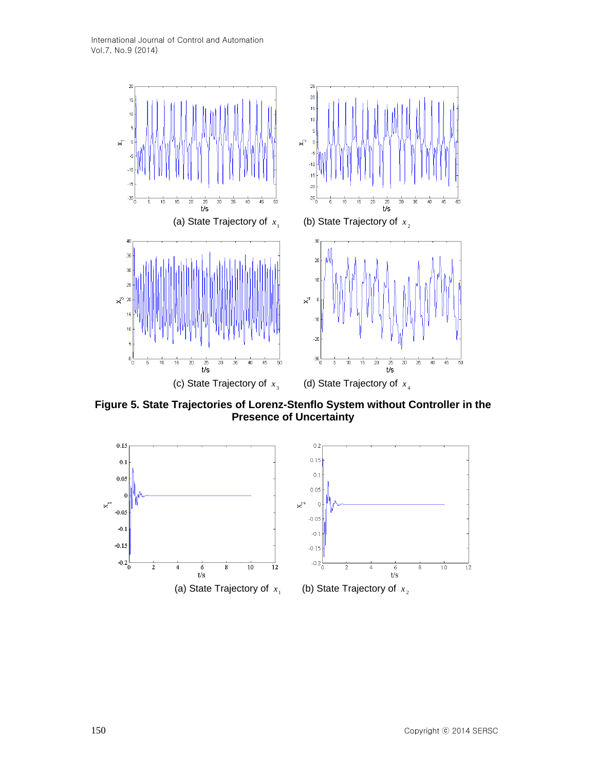(a) State Trajectory of $x_1$ (b) State Trajectory of $x_2$

(c) State Trajectory of $x_3$ (d) State Trajectory of $x_4$

**Figure 5. State Trajectories of Lorenz-Stenflo System without Controller in the Presence of Uncertainty**

(a) State Trajectory of $x_1$ (b) State Trajectory of $x_2$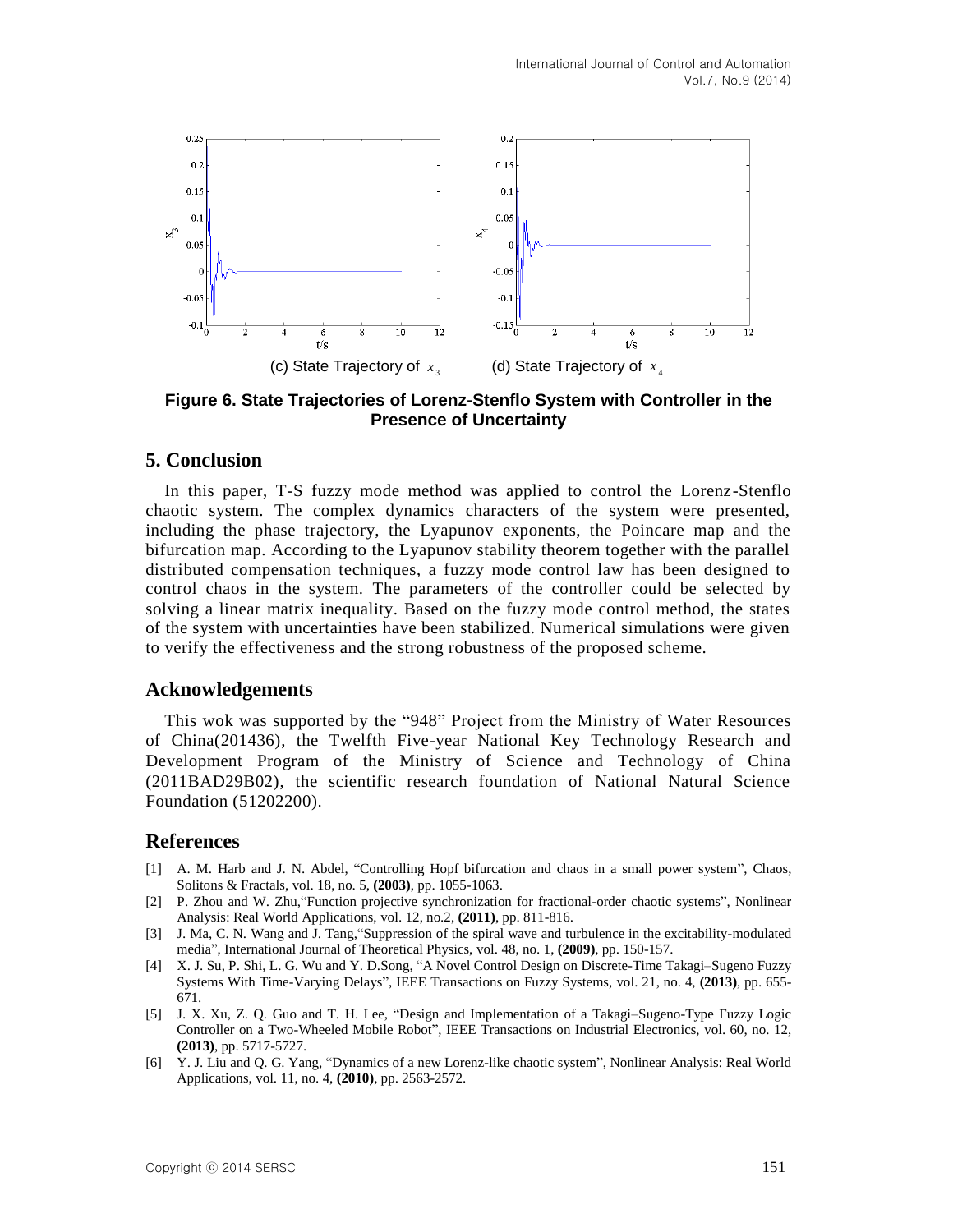(c) State Trajectory of $x_3$ (d) State Trajectory of $x_4$

**Figure 6. State Trajectories of Lorenz-Stenflo System with Controller in the Presence of Uncertainty**

## 5. Conclusion

In this paper, T-S fuzzy mode method was applied to control the Lorenz-Stenflo chaotic system. The complex dynamics characters of the system were presented, including the phase trajectory, the Lyapunov exponents, the Poincare map and the bifurcation map. According to the Lyapunov stability theorem together with the parallel distributed compensation techniques, a fuzzy mode control law has been designed to control chaos in the system. The parameters of the controller could be selected by solving a linear matrix inequality. Based on the fuzzy mode control method, the states of the system with uncertainties have been stabilized. Numerical simulations were given to verify the effectiveness and the strong robustness of the proposed scheme.

## Acknowledgements

This wok was supported by the "948" Project from the Ministry of Water Resources of China(201436), the Twelfth Five-year National Key Technology Research and Development Program of the Ministry of Science and Technology of China (2011BAD29B02), the scientific research foundation of National Natural Science Foundation (51202200).

## References

[1] A. M. Harb and J. N. Abdel, "Controlling Hopf bifurcation and chaos in a small power system", Chaos, Solitons & Fractals, vol. 18, no. 5, **(2003)**, pp. 1055-1063.

[2] P. Zhou and W. Zhu,"Function projective synchronization for fractional-order chaotic systems", Nonlinear Analysis: Real World Applications, vol. 12, no.2, **(2011)**, pp. 811-816.

[3] J. Ma, C. N. Wang and J. Tang,"Suppression of the spiral wave and turbulence in the excitability-modulated media", International Journal of Theoretical Physics, vol. 48, no. 1, **(2009)**, pp. 150-157.

[4] X. J. Su, P. Shi, L. G. Wu and Y. D.Song, "A Novel Control Design on Discrete-Time Takagi–Sugeno Fuzzy Systems With Time-Varying Delays", IEEE Transactions on Fuzzy Systems, vol. 21, no. 4, **(2013)**, pp. 655-671.

[5] J. X. Xu, Z. Q. Guo and T. H. Lee, "Design and Implementation of a Takagi–Sugeno-Type Fuzzy Logic Controller on a Two-Wheeled Mobile Robot", IEEE Transactions on Industrial Electronics, vol. 60, no. 12, **(2013)**, pp. 5717-5727.

[6] Y. J. Liu and Q. G. Yang, "Dynamics of a new Lorenz-like chaotic system", Nonlinear Analysis: Real World Applications, vol. 11, no. 4, **(2010)**, pp. 2563-2572.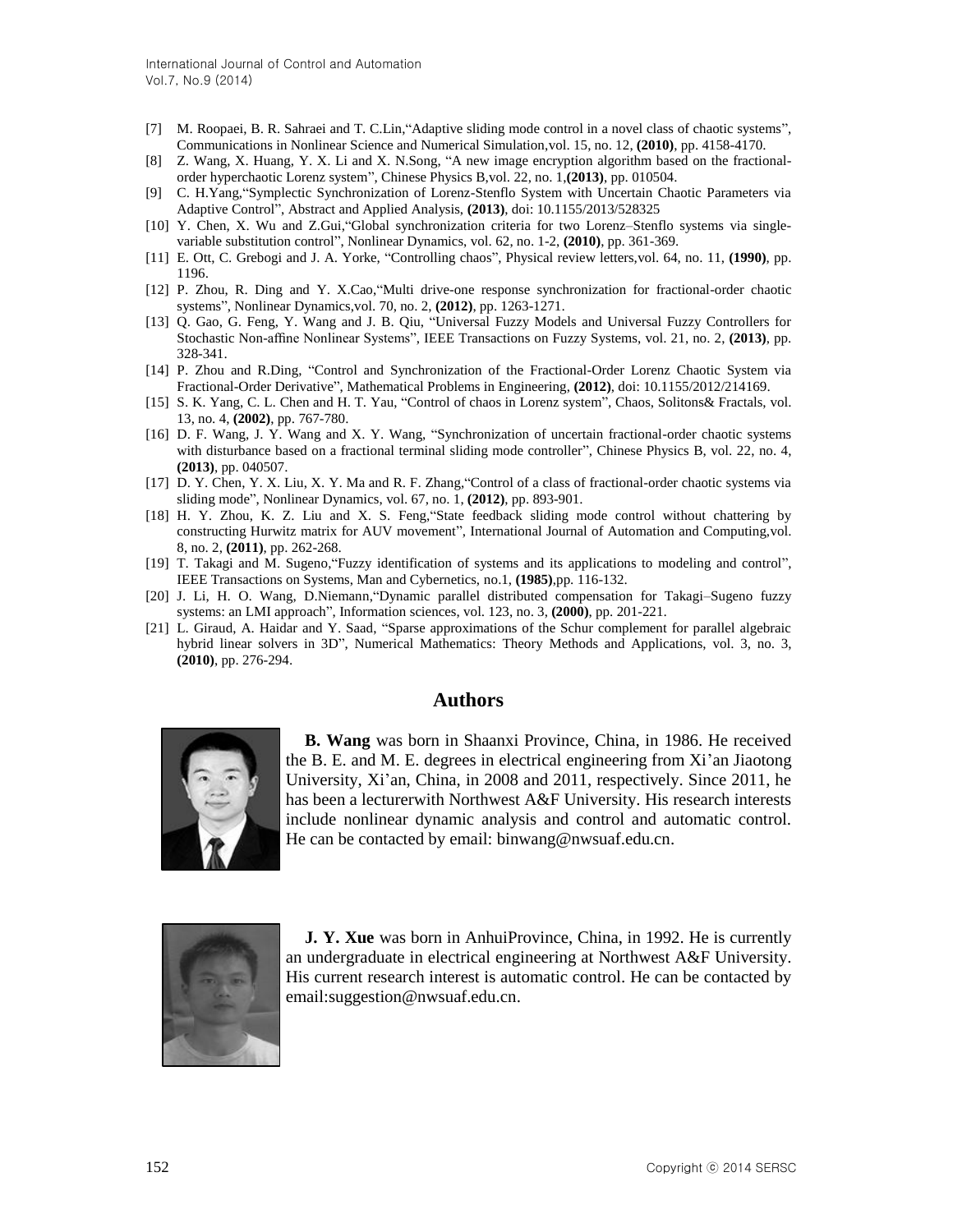[7] M. Roopaei, B. R. Sahraei and T. C.Lin,"Adaptive sliding mode control in a novel class of chaotic systems", Communications in Nonlinear Science and Numerical Simulation,vol. 15, no. 12, **(2010)**, pp. 4158-4170.

[8] Z. Wang, X. Huang, Y. X. Li and X. N.Song, "A new image encryption algorithm based on the fractional-order hyperchaotic Lorenz system", Chinese Physics B,vol. 22, no. 1,**(2013)**, pp. 010504.

[9] C. H.Yang,"Symplectic Synchronization of Lorenz-Stenflo System with Uncertain Chaotic Parameters via Adaptive Control", Abstract and Applied Analysis, **(2013)**, doi: 10.1155/2013/528325

[10] Y. Chen, X. Wu and Z.Gui,"Global synchronization criteria for two Lorenz–Stenflo systems via single-variable substitution control", Nonlinear Dynamics, vol. 62, no. 1-2, **(2010)**, pp. 361-369.

[11] E. Ott, C. Grebogi and J. A. Yorke, "Controlling chaos", Physical review letters,vol. 64, no. 11, **(1990)**, pp. 1196.

[12] P. Zhou, R. Ding and Y. X.Cao,"Multi drive-one response synchronization for fractional-order chaotic systems", Nonlinear Dynamics,vol. 70, no. 2, **(2012)**, pp. 1263-1271.

[13] Q. Gao, G. Feng, Y. Wang and J. B. Qiu, "Universal Fuzzy Models and Universal Fuzzy Controllers for Stochastic Non-affine Nonlinear Systems", IEEE Transactions on Fuzzy Systems, vol. 21, no. 2, **(2013)**, pp. 328-341.

[14] P. Zhou and R.Ding, "Control and Synchronization of the Fractional-Order Lorenz Chaotic System via Fractional-Order Derivative", Mathematical Problems in Engineering, **(2012)**, doi: 10.1155/2012/214169.

[15] S. K. Yang, C. L. Chen and H. T. Yau, "Control of chaos in Lorenz system", Chaos, Solitons& Fractals, vol. 13, no. 4, **(2002)**, pp. 767-780.

[16] D. F. Wang, J. Y. Wang and X. Y. Wang, "Synchronization of uncertain fractional-order chaotic systems with disturbance based on a fractional terminal sliding mode controller", Chinese Physics B, vol. 22, no. 4, **(2013)**, pp. 040507.

[17] D. Y. Chen, Y. X. Liu, X. Y. Ma and R. F. Zhang,"Control of a class of fractional-order chaotic systems via sliding mode", Nonlinear Dynamics, vol. 67, no. 1, **(2012)**, pp. 893-901.

[18] H. Y. Zhou, K. Z. Liu and X. S. Feng,"State feedback sliding mode control without chattering by constructing Hurwitz matrix for AUV movement", International Journal of Automation and Computing,vol. 8, no. 2, **(2011)**, pp. 262-268.

[19] T. Takagi and M. Sugeno,"Fuzzy identification of systems and its applications to modeling and control", IEEE Transactions on Systems, Man and Cybernetics, no.1, **(1985)**,pp. 116-132.

[20] J. Li, H. O. Wang, D.Niemann,"Dynamic parallel distributed compensation for Takagi–Sugeno fuzzy systems: an LMI approach", Information sciences, vol. 123, no. 3, **(2000)**, pp. 201-221.

[21] L. Giraud, A. Haidar and Y. Saad, "Sparse approximations of the Schur complement for parallel algebraic hybrid linear solvers in 3D", Numerical Mathematics: Theory Methods and Applications, vol. 3, no. 3, **(2010)**, pp. 276-294.

## Authors

**B. Wang** was born in Shaanxi Province, China, in 1986. He received the B. E. and M. E. degrees in electrical engineering from Xi'an Jiaotong University, Xi'an, China, in 2008 and 2011, respectively. Since 2011, he has been a lecturerwith Northwest A&F University. His research interests include nonlinear dynamic analysis and control and automatic control. He can be contacted by email: binwang@nwsuaf.edu.cn.

**J. Y. Xue** was born in AnhuiProvince, China, in 1992. He is currently an undergraduate in electrical engineering at Northwest A&F University. His current research interest is automatic control. He can be contacted by email:suggestion@nwsuaf.edu.cn.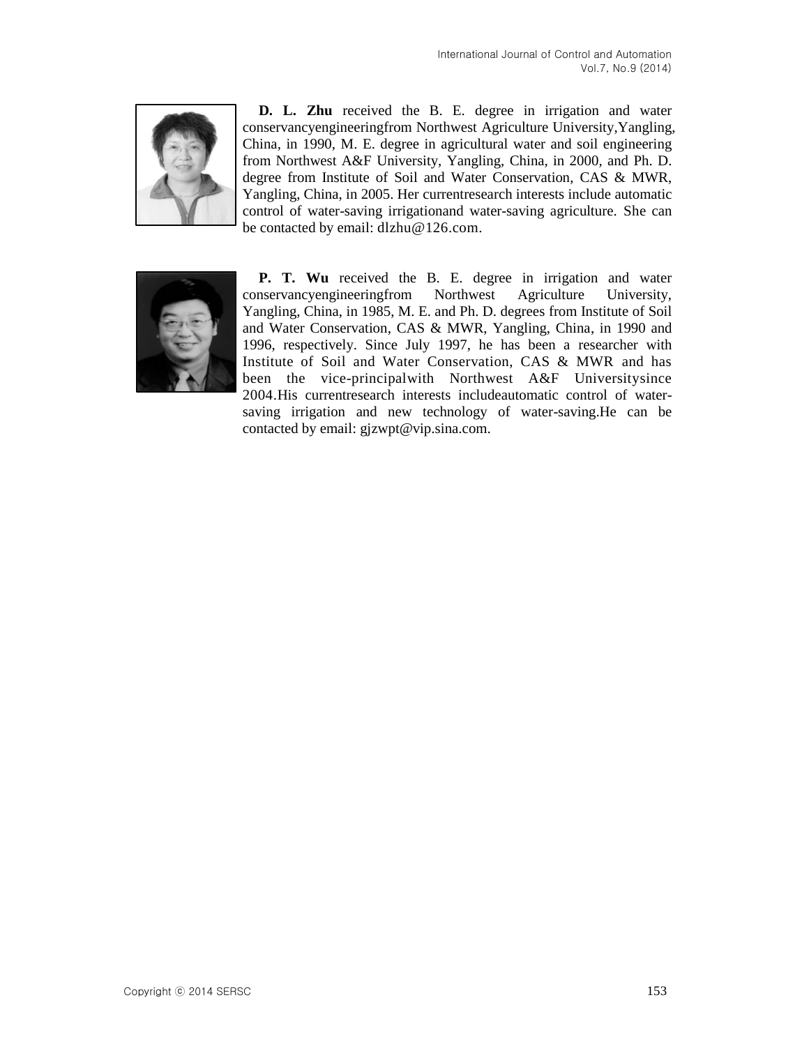**D. L. Zhu** received the B. E. degree in irrigation and water conservancyengineeringfrom Northwest Agriculture University,Yangling, China, in 1990, M. E. degree in agricultural water and soil engineering from Northwest A&F University, Yangling, China, in 2000, and Ph. D. degree from Institute of Soil and Water Conservation, CAS & MWR, Yangling, China, in 2005. Her currentresearch interests include automatic control of water-saving irrigationand water-saving agriculture. She can be contacted by email: dlzhu@126.com.

**P. T. Wu** received the B. E. degree in irrigation and water conservancyengineeringfrom Northwest Agriculture University, Yangling, China, in 1985, M. E. and Ph. D. degrees from Institute of Soil and Water Conservation, CAS & MWR, Yangling, China, in 1990 and 1996, respectively. Since July 1997, he has been a researcher with Institute of Soil and Water Conservation, CAS & MWR and has been the vice-principalwith Northwest A&F Universitysince 2004.His currentresearch interests includeautomatic control of water-saving irrigation and new technology of water-saving.He can be contacted by email: gjzwpt@vip.sina.com.